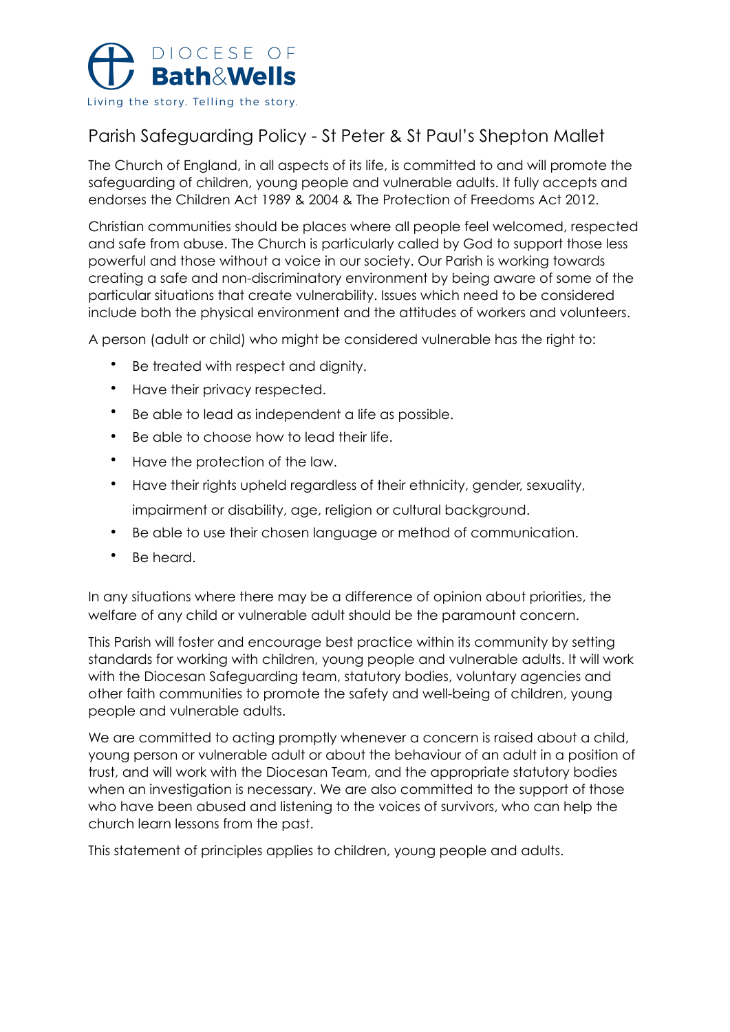DIOCESE OF
**Bath&Wells**
Living the story. Telling the story.

# Parish Safeguarding Policy - St Peter & St Paul's Shepton Mallet

The Church of England, in all aspects of its life, is committed to and will promote the safeguarding of children, young people and vulnerable adults. It fully accepts and endorses the Children Act 1989 & 2004 & The Protection of Freedoms Act 2012.

Christian communities should be places where all people feel welcomed, respected and safe from abuse. The Church is particularly called by God to support those less powerful and those without a voice in our society. Our Parish is working towards creating a safe and non-discriminatory environment by being aware of some of the particular situations that create vulnerability. Issues which need to be considered include both the physical environment and the attitudes of workers and volunteers.

A person (adult or child) who might be considered vulnerable has the right to:

- Be treated with respect and dignity.
- Have their privacy respected.
- Be able to lead as independent a life as possible.
- Be able to choose how to lead their life.
- Have the protection of the law.
- Have their rights upheld regardless of their ethnicity, gender, sexuality, impairment or disability, age, religion or cultural background.
- Be able to use their chosen language or method of communication.
- Be heard.

In any situations where there may be a difference of opinion about priorities, the welfare of any child or vulnerable adult should be the paramount concern.

This Parish will foster and encourage best practice within its community by setting standards for working with children, young people and vulnerable adults. It will work with the Diocesan Safeguarding team, statutory bodies, voluntary agencies and other faith communities to promote the safety and well-being of children, young people and vulnerable adults.

We are committed to acting promptly whenever a concern is raised about a child, young person or vulnerable adult or about the behaviour of an adult in a position of trust, and will work with the Diocesan Team, and the appropriate statutory bodies when an investigation is necessary. We are also committed to the support of those who have been abused and listening to the voices of survivors, who can help the church learn lessons from the past.

This statement of principles applies to children, young people and adults.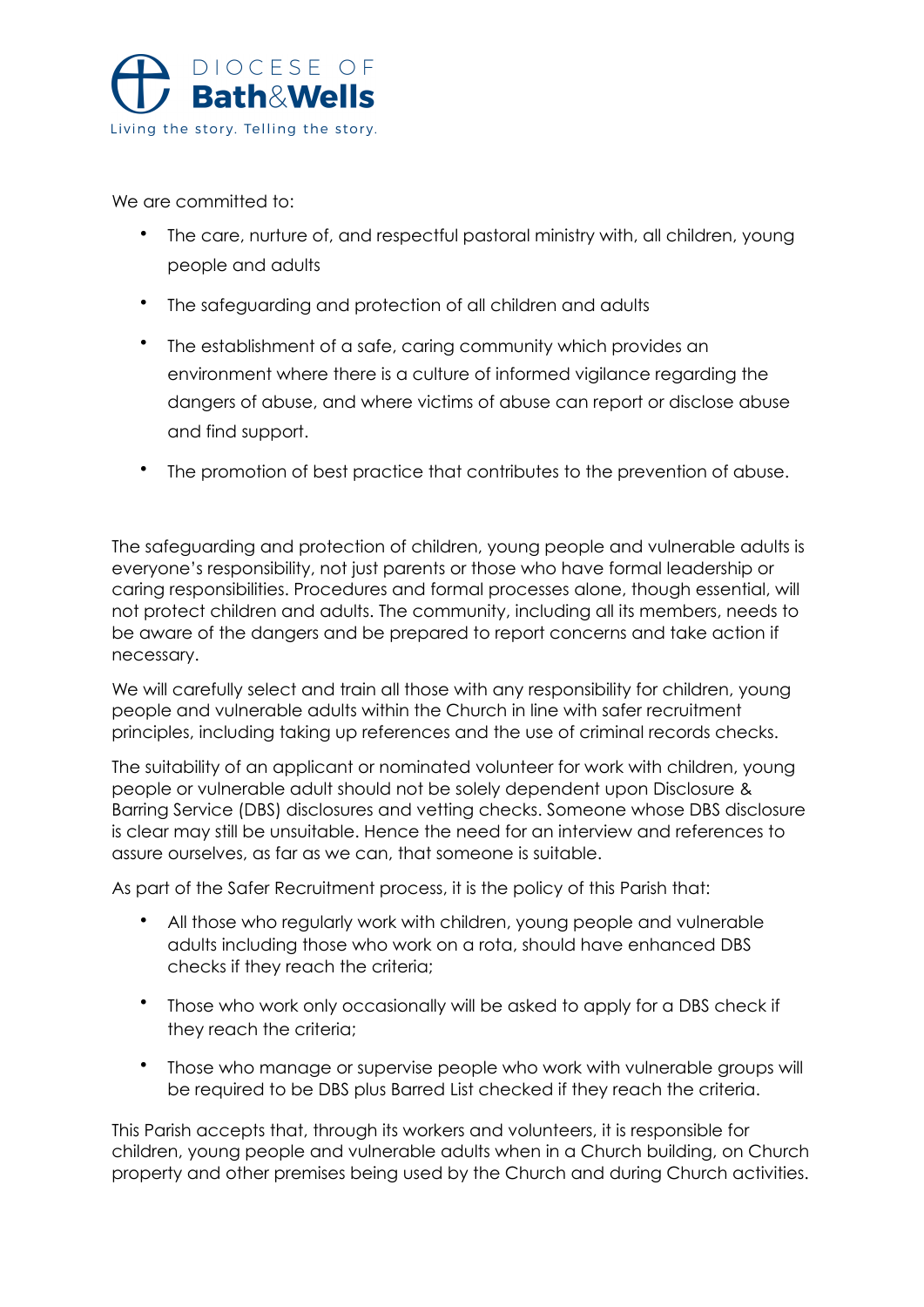We are committed to:

- The care, nurture of, and respectful pastoral ministry with, all children, young people and adults
- The safeguarding and protection of all children and adults
- The establishment of a safe, caring community which provides an environment where there is a culture of informed vigilance regarding the dangers of abuse, and where victims of abuse can report or disclose abuse and find support.
- The promotion of best practice that contributes to the prevention of abuse.

The safeguarding and protection of children, young people and vulnerable adults is everyone's responsibility, not just parents or those who have formal leadership or caring responsibilities. Procedures and formal processes alone, though essential, will not protect children and adults. The community, including all its members, needs to be aware of the dangers and be prepared to report concerns and take action if necessary.

We will carefully select and train all those with any responsibility for children, young people and vulnerable adults within the Church in line with safer recruitment principles, including taking up references and the use of criminal records checks.

The suitability of an applicant or nominated volunteer for work with children, young people or vulnerable adult should not be solely dependent upon Disclosure & Barring Service (DBS) disclosures and vetting checks. Someone whose DBS disclosure is clear may still be unsuitable. Hence the need for an interview and references to assure ourselves, as far as we can, that someone is suitable.

As part of the Safer Recruitment process, it is the policy of this Parish that:

- All those who regularly work with children, young people and vulnerable adults including those who work on a rota, should have enhanced DBS checks if they reach the criteria;
- Those who work only occasionally will be asked to apply for a DBS check if they reach the criteria;
- Those who manage or supervise people who work with vulnerable groups will be required to be DBS plus Barred List checked if they reach the criteria.

This Parish accepts that, through its workers and volunteers, it is responsible for children, young people and vulnerable adults when in a Church building, on Church property and other premises being used by the Church and during Church activities.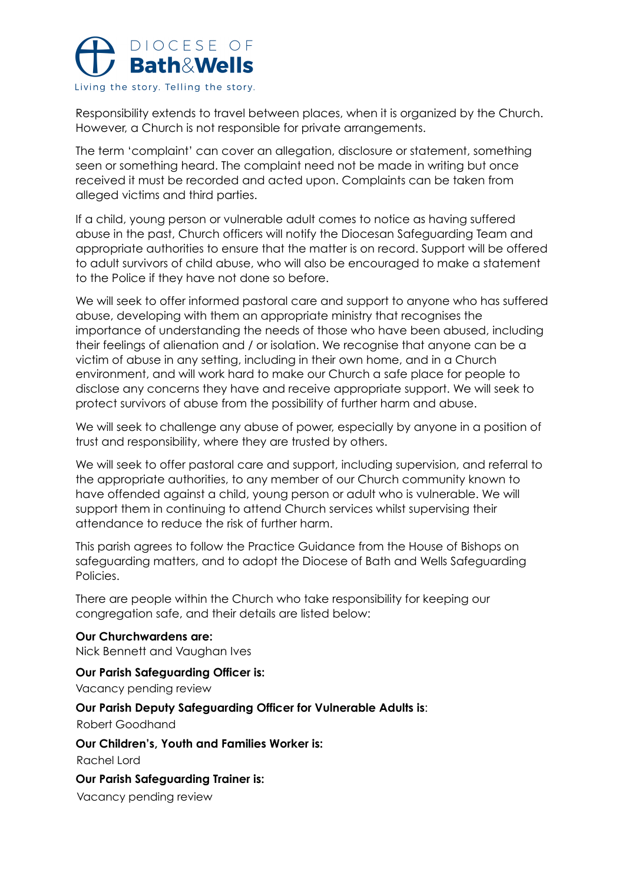Responsibility extends to travel between places, when it is organized by the Church. However, a Church is not responsible for private arrangements.

The term 'complaint' can cover an allegation, disclosure or statement, something seen or something heard. The complaint need not be made in writing but once received it must be recorded and acted upon. Complaints can be taken from alleged victims and third parties.

If a child, young person or vulnerable adult comes to notice as having suffered abuse in the past, Church officers will notify the Diocesan Safeguarding Team and appropriate authorities to ensure that the matter is on record. Support will be offered to adult survivors of child abuse, who will also be encouraged to make a statement to the Police if they have not done so before.

We will seek to offer informed pastoral care and support to anyone who has suffered abuse, developing with them an appropriate ministry that recognises the importance of understanding the needs of those who have been abused, including their feelings of alienation and / or isolation. We recognise that anyone can be a victim of abuse in any setting, including in their own home, and in a Church environment, and will work hard to make our Church a safe place for people to disclose any concerns they have and receive appropriate support. We will seek to protect survivors of abuse from the possibility of further harm and abuse.

We will seek to challenge any abuse of power, especially by anyone in a position of trust and responsibility, where they are trusted by others.

We will seek to offer pastoral care and support, including supervision, and referral to the appropriate authorities, to any member of our Church community known to have offended against a child, young person or adult who is vulnerable. We will support them in continuing to attend Church services whilst supervising their attendance to reduce the risk of further harm.

This parish agrees to follow the Practice Guidance from the House of Bishops on safeguarding matters, and to adopt the Diocese of Bath and Wells Safeguarding Policies.

There are people within the Church who take responsibility for keeping our congregation safe, and their details are listed below:

**Our Churchwardens are:**
Nick Bennett and Vaughan Ives

**Our Parish Safeguarding Officer is:**
Vacancy pending review

**Our Parish Deputy Safeguarding Officer for Vulnerable Adults is**:
Robert Goodhand

**Our Children's, Youth and Families Worker is:**
Rachel Lord

**Our Parish Safeguarding Trainer is:**
Vacancy pending review